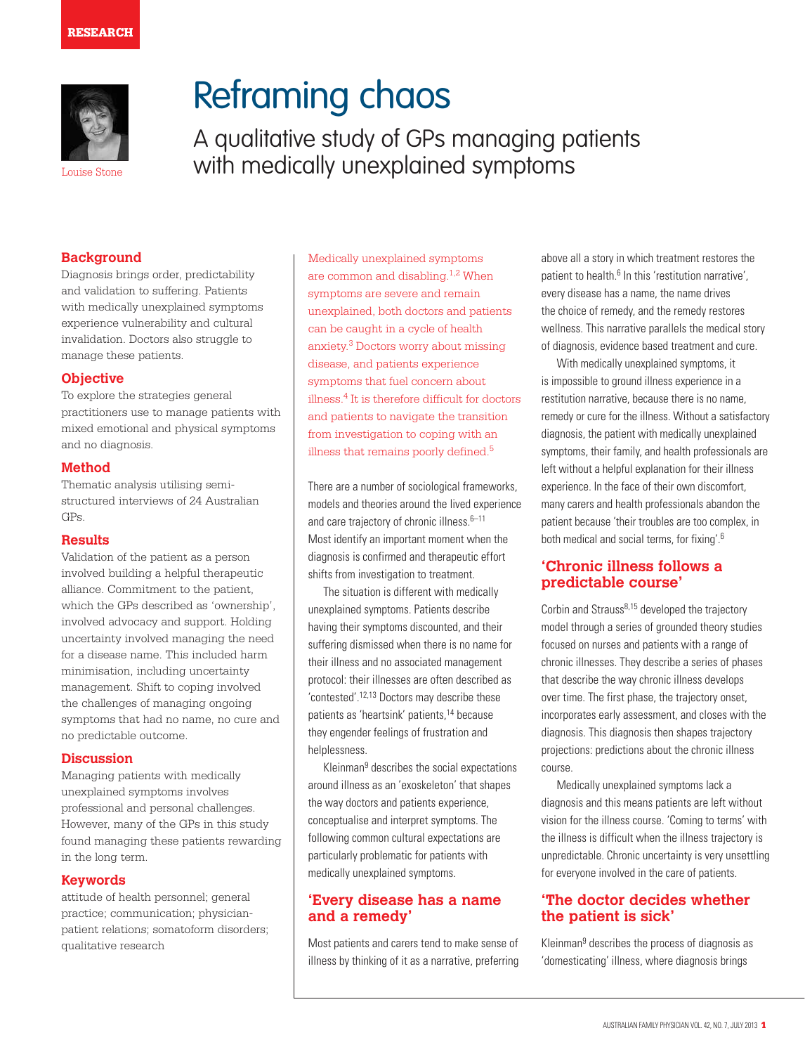RESEARCH

# Reframing chaos

## A qualitative study of GPs managing patients with medically unexplained symptoms

Louise Stone

### Background

Diagnosis brings order, predictability and validation to suffering. Patients with medically unexplained symptoms experience vulnerability and cultural invalidation. Doctors also struggle to manage these patients.

### Objective

To explore the strategies general practitioners use to manage patients with mixed emotional and physical symptoms and no diagnosis.

### Method

Thematic analysis utilising semi-structured interviews of 24 Australian GPs.

### Results

Validation of the patient as a person involved building a helpful therapeutic alliance. Commitment to the patient, which the GPs described as 'ownership', involved advocacy and support. Holding uncertainty involved managing the need for a disease name. This included harm minimisation, including uncertainty management. Shift to coping involved the challenges of managing ongoing symptoms that had no name, no cure and no predictable outcome.

### Discussion

Managing patients with medically unexplained symptoms involves professional and personal challenges. However, many of the GPs in this study found managing these patients rewarding in the long term.

### Keywords

attitude of health personnel; general practice; communication; physician-patient relations; somatoform disorders; qualitative research

Medically unexplained symptoms are common and disabling.[1,2] When symptoms are severe and remain unexplained, both doctors and patients can be caught in a cycle of health anxiety.[3] Doctors worry about missing disease, and patients experience symptoms that fuel concern about illness.[4] It is therefore difficult for doctors and patients to navigate the transition from investigation to coping with an illness that remains poorly defined.[5]

There are a number of sociological frameworks, models and theories around the lived experience and care trajectory of chronic illness.[6–11] Most identify an important moment when the diagnosis is confirmed and therapeutic effort shifts from investigation to treatment.

The situation is different with medically unexplained symptoms. Patients describe having their symptoms discounted, and their suffering dismissed when there is no name for their illness and no associated management protocol: their illnesses are often described as 'contested'.[12,13] Doctors may describe these patients as 'heartsink' patients,[14] because they engender feelings of frustration and helplessness.

Kleinman[9] describes the social expectations around illness as an 'exoskeleton' that shapes the way doctors and patients experience, conceptualise and interpret symptoms. The following common cultural expectations are particularly problematic for patients with medically unexplained symptoms.

### 'Every disease has a name and a remedy'

Most patients and carers tend to make sense of illness by thinking of it as a narrative, preferring above all a story in which treatment restores the patient to health.[6] In this 'restitution narrative', every disease has a name, the name drives the choice of remedy, and the remedy restores wellness. This narrative parallels the medical story of diagnosis, evidence based treatment and cure.

With medically unexplained symptoms, it is impossible to ground illness experience in a restitution narrative, because there is no name, remedy or cure for the illness. Without a satisfactory diagnosis, the patient with medically unexplained symptoms, their family, and health professionals are left without a helpful explanation for their illness experience. In the face of their own discomfort, many carers and health professionals abandon the patient because 'their troubles are too complex, in both medical and social terms, for fixing'.[6]

### 'Chronic illness follows a predictable course'

Corbin and Strauss[8,15] developed the trajectory model through a series of grounded theory studies focused on nurses and patients with a range of chronic illnesses. They describe a series of phases that describe the way chronic illness develops over time. The first phase, the trajectory onset, incorporates early assessment, and closes with the diagnosis. This diagnosis then shapes trajectory projections: predictions about the chronic illness course.

Medically unexplained symptoms lack a diagnosis and this means patients are left without vision for the illness course. 'Coming to terms' with the illness is difficult when the illness trajectory is unpredictable. Chronic uncertainty is very unsettling for everyone involved in the care of patients.

### 'The doctor decides whether the patient is sick'

Kleinman[9] describes the process of diagnosis as 'domesticating' illness, where diagnosis brings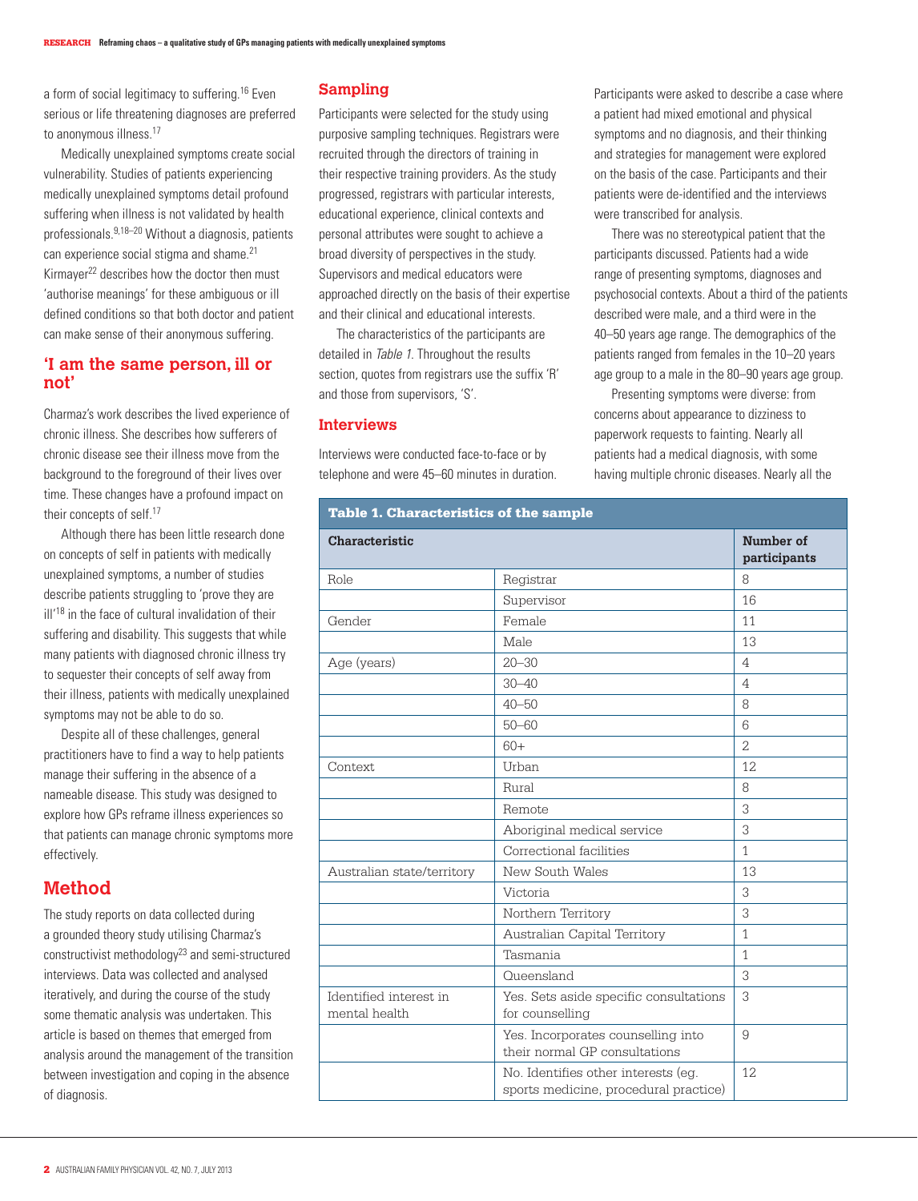a form of social legitimacy to suffering.[16] Even serious or life threatening diagnoses are preferred to anonymous illness.[17]

Medically unexplained symptoms create social vulnerability. Studies of patients experiencing medically unexplained symptoms detail profound suffering when illness is not validated by health professionals.[9,18–20] Without a diagnosis, patients can experience social stigma and shame.[21] Kirmayer[22] describes how the doctor then must 'authorise meanings' for these ambiguous or ill defined conditions so that both doctor and patient can make sense of their anonymous suffering.

## 'I am the same person, ill or not'

Charmaz's work describes the lived experience of chronic illness. She describes how sufferers of chronic disease see their illness move from the background to the foreground of their lives over time. These changes have a profound impact on their concepts of self.[17]

Although there has been little research done on concepts of self in patients with medically unexplained symptoms, a number of studies describe patients struggling to 'prove they are ill'[18] in the face of cultural invalidation of their suffering and disability. This suggests that while many patients with diagnosed chronic illness try to sequester their concepts of self away from their illness, patients with medically unexplained symptoms may not be able to do so.

Despite all of these challenges, general practitioners have to find a way to help patients manage their suffering in the absence of a nameable disease. This study was designed to explore how GPs reframe illness experiences so that patients can manage chronic symptoms more effectively.

# Method

The study reports on data collected during a grounded theory study utilising Charmaz's constructivist methodology[23] and semi-structured interviews. Data was collected and analysed iteratively, and during the course of the study some thematic analysis was undertaken. This article is based on themes that emerged from analysis around the management of the transition between investigation and coping in the absence of diagnosis.

## Sampling

Participants were selected for the study using purposive sampling techniques. Registrars were recruited through the directors of training in their respective training providers. As the study progressed, registrars with particular interests, educational experience, clinical contexts and personal attributes were sought to achieve a broad diversity of perspectives in the study. Supervisors and medical educators were approached directly on the basis of their expertise and their clinical and educational interests.

The characteristics of the participants are detailed in *Table 1*. Throughout the results section, quotes from registrars use the suffix 'R' and those from supervisors, 'S'.

## Interviews

Interviews were conducted face-to-face or by telephone and were 45–60 minutes in duration. Participants were asked to describe a case where a patient had mixed emotional and physical symptoms and no diagnosis, and their thinking and strategies for management were explored on the basis of the case. Participants and their patients were de-identified and the interviews were transcribed for analysis.

There was no stereotypical patient that the participants discussed. Patients had a wide range of presenting symptoms, diagnoses and psychosocial contexts. About a third of the patients described were male, and a third were in the 40–50 years age range. The demographics of the patients ranged from females in the 10–20 years age group to a male in the 80–90 years age group.

Presenting symptoms were diverse: from concerns about appearance to dizziness to paperwork requests to fainting. Nearly all patients had a medical diagnosis, with some having multiple chronic diseases. Nearly all the

**Table 1. Characteristics of the sample**

| Characteristic | | Number of participants |
|---|---|---|
| Role | Registrar | 8 |
| | Supervisor | 16 |
| Gender | Female | 11 |
| | Male | 13 |
| Age (years) | 20–30 | 4 |
| | 30–40 | 4 |
| | 40–50 | 8 |
| | 50–60 | 6 |
| | 60+ | 2 |
| Context | Urban | 12 |
| | Rural | 8 |
| | Remote | 3 |
| | Aboriginal medical service | 3 |
| | Correctional facilities | 1 |
| Australian state/territory | New South Wales | 13 |
| | Victoria | 3 |
| | Northern Territory | 3 |
| | Australian Capital Territory | 1 |
| | Tasmania | 1 |
| | Queensland | 3 |
| Identified interest in mental health | Yes. Sets aside specific consultations for counselling | 3 |
| | Yes. Incorporates counselling into their normal GP consultations | 9 |
| | No. Identifies other interests (eg. sports medicine, procedural practice) | 12 |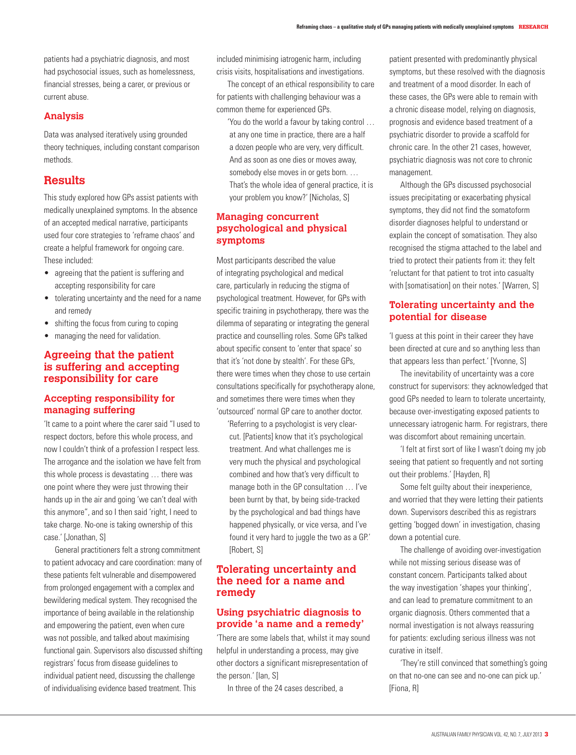patients had a psychiatric diagnosis, and most had psychosocial issues, such as homelessness, financial stresses, being a carer, or previous or current abuse.

### Analysis

Data was analysed iteratively using grounded theory techniques, including constant comparison methods.

## Results

This study explored how GPs assist patients with medically unexplained symptoms. In the absence of an accepted medical narrative, participants used four core strategies to 'reframe chaos' and create a helpful framework for ongoing care. These included:

- agreeing that the patient is suffering and accepting responsibility for care
- tolerating uncertainty and the need for a name and remedy
- shifting the focus from curing to coping
- managing the need for validation.

### Agreeing that the patient is suffering and accepting responsibility for care

#### Accepting responsibility for managing suffering

'It came to a point where the carer said "I used to respect doctors, before this whole process, and now I couldn't think of a profession I respect less. The arrogance and the isolation we have felt from this whole process is devastating … there was one point where they were just throwing their hands up in the air and going 'we can't deal with this anymore", and so I then said 'right, I need to take charge. No-one is taking ownership of this case.' [Jonathan, S]

General practitioners felt a strong commitment to patient advocacy and care coordination: many of these patients felt vulnerable and disempowered from prolonged engagement with a complex and bewildering medical system. They recognised the importance of being available in the relationship and empowering the patient, even when cure was not possible, and talked about maximising functional gain. Supervisors also discussed shifting registrars' focus from disease guidelines to individual patient need, discussing the challenge of individualising evidence based treatment. This included minimising iatrogenic harm, including crisis visits, hospitalisations and investigations.

The concept of an ethical responsibility to care for patients with challenging behaviour was a common theme for experienced GPs.

> 'You do the world a favour by taking control … at any one time in practice, there are a half a dozen people who are very, very difficult. And as soon as one dies or moves away, somebody else moves in or gets born. … That's the whole idea of general practice, it is your problem you know?' [Nicholas, S]

#### Managing concurrent psychological and physical symptoms

Most participants described the value of integrating psychological and medical care, particularly in reducing the stigma of psychological treatment. However, for GPs with specific training in psychotherapy, there was the dilemma of separating or integrating the general practice and counselling roles. Some GPs talked about specific consent to 'enter that space' so that it's 'not done by stealth'. For these GPs, there were times when they chose to use certain consultations specifically for psychotherapy alone, and sometimes there were times when they 'outsourced' normal GP care to another doctor.

> 'Referring to a psychologist is very clear-cut. [Patients] know that it's psychological treatment. And what challenges me is very much the physical and psychological combined and how that's very difficult to manage both in the GP consultation … I've been burnt by that, by being side-tracked by the psychological and bad things have happened physically, or vice versa, and I've found it very hard to juggle the two as a GP.' [Robert, S]

### Tolerating uncertainty and the need for a name and remedy

#### Using psychiatric diagnosis to provide 'a name and a remedy'

'There are some labels that, whilst it may sound helpful in understanding a process, may give other doctors a significant misrepresentation of the person.' [Ian, S]

In three of the 24 cases described, a patient presented with predominantly physical symptoms, but these resolved with the diagnosis and treatment of a mood disorder. In each of these cases, the GPs were able to remain with a chronic disease model, relying on diagnosis, prognosis and evidence based treatment of a psychiatric disorder to provide a scaffold for chronic care. In the other 21 cases, however, psychiatric diagnosis was not core to chronic management.

Although the GPs discussed psychosocial issues precipitating or exacerbating physical symptoms, they did not find the somatoform disorder diagnoses helpful to understand or explain the concept of somatisation. They also recognised the stigma attached to the label and tried to protect their patients from it: they felt 'reluctant for that patient to trot into casualty with [somatisation] on their notes.' [Warren, S]

#### Tolerating uncertainty and the potential for disease

'I guess at this point in their career they have been directed at cure and so anything less than that appears less than perfect.' [Yvonne, S]

The inevitability of uncertainty was a core construct for supervisors: they acknowledged that good GPs needed to learn to tolerate uncertainty, because over-investigating exposed patients to unnecessary iatrogenic harm. For registrars, there was discomfort about remaining uncertain.

'I felt at first sort of like I wasn't doing my job seeing that patient so frequently and not sorting out their problems.' [Hayden, R]

Some felt guilty about their inexperience, and worried that they were letting their patients down. Supervisors described this as registrars getting 'bogged down' in investigation, chasing down a potential cure.

The challenge of avoiding over-investigation while not missing serious disease was of constant concern. Participants talked about the way investigation 'shapes your thinking', and can lead to premature commitment to an organic diagnosis. Others commented that a normal investigation is not always reassuring for patients: excluding serious illness was not curative in itself.

'They're still convinced that something's going on that no-one can see and no-one can pick up.' [Fiona, R]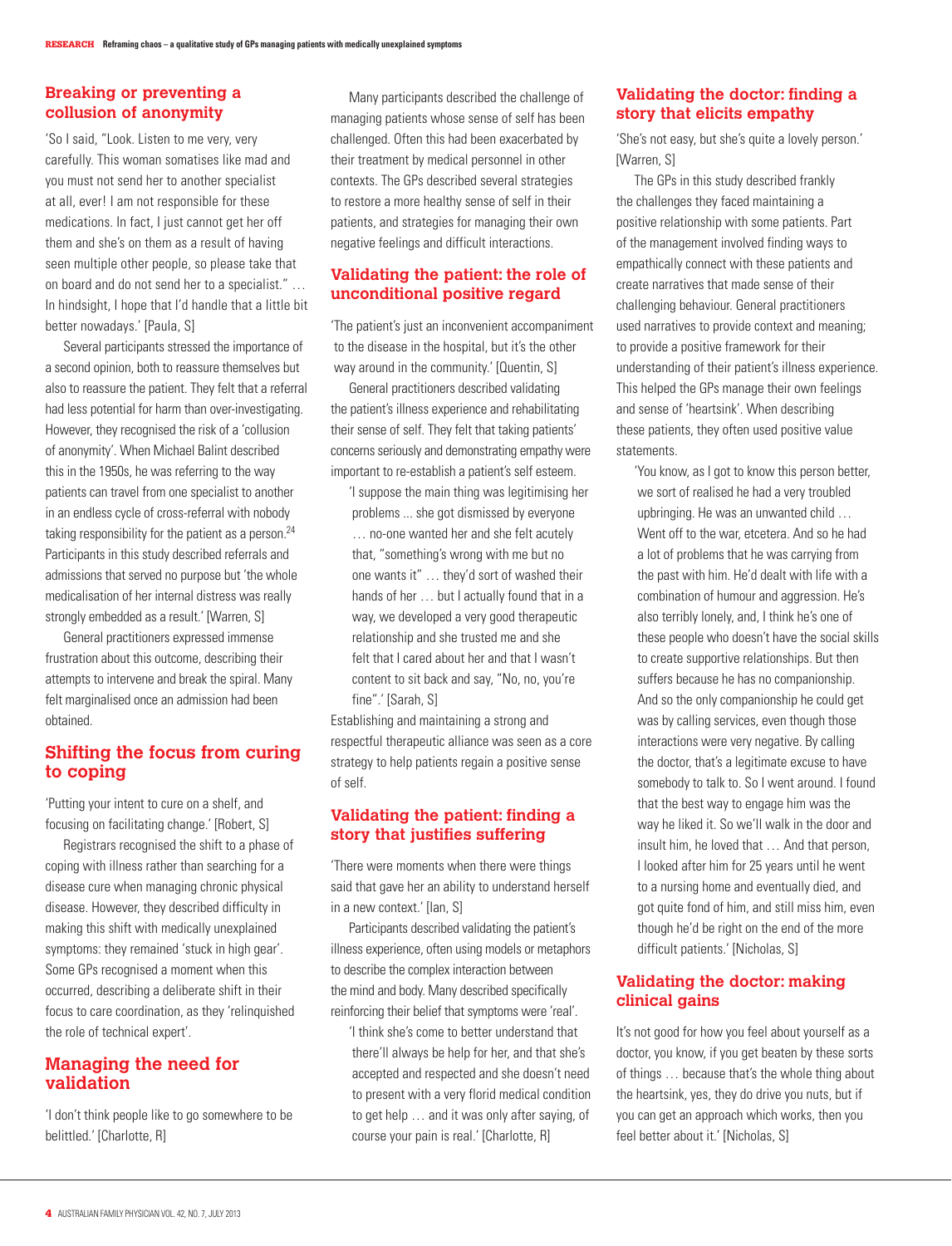### Breaking or preventing a collusion of anonymity

'So I said, "Look. Listen to me very, very carefully. This woman somatises like mad and you must not send her to another specialist at all, ever! I am not responsible for these medications. In fact, I just cannot get her off them and she's on them as a result of having seen multiple other people, so please take that on board and do not send her to a specialist." … In hindsight, I hope that I'd handle that a little bit better nowadays.' [Paula, S]

Several participants stressed the importance of a second opinion, both to reassure themselves but also to reassure the patient. They felt that a referral had less potential for harm than over-investigating. However, they recognised the risk of a 'collusion of anonymity'. When Michael Balint described this in the 1950s, he was referring to the way patients can travel from one specialist to another in an endless cycle of cross-referral with nobody taking responsibility for the patient as a person.[24] Participants in this study described referrals and admissions that served no purpose but 'the whole medicalisation of her internal distress was really strongly embedded as a result.' [Warren, S]

General practitioners expressed immense frustration about this outcome, describing their attempts to intervene and break the spiral. Many felt marginalised once an admission had been obtained.

### Shifting the focus from curing to coping

'Putting your intent to cure on a shelf, and focusing on facilitating change.' [Robert, S]

Registrars recognised the shift to a phase of coping with illness rather than searching for a disease cure when managing chronic physical disease. However, they described difficulty in making this shift with medically unexplained symptoms: they remained 'stuck in high gear'. Some GPs recognised a moment when this occurred, describing a deliberate shift in their focus to care coordination, as they 'relinquished the role of technical expert'.

### Managing the need for validation

'I don't think people like to go somewhere to be belittled.' [Charlotte, R]

Many participants described the challenge of managing patients whose sense of self has been challenged. Often this had been exacerbated by their treatment by medical personnel in other contexts. The GPs described several strategies to restore a more healthy sense of self in their patients, and strategies for managing their own negative feelings and difficult interactions.

### Validating the patient: the role of unconditional positive regard

'The patient's just an inconvenient accompaniment to the disease in the hospital, but it's the other way around in the community.' [Quentin, S]

General practitioners described validating the patient's illness experience and rehabilitating their sense of self. They felt that taking patients' concerns seriously and demonstrating empathy were important to re-establish a patient's self esteem.

> 'I suppose the main thing was legitimising her problems ... she got dismissed by everyone … no-one wanted her and she felt acutely that, "something's wrong with me but no one wants it" … they'd sort of washed their hands of her … but I actually found that in a way, we developed a very good therapeutic relationship and she trusted me and she felt that I cared about her and that I wasn't content to sit back and say, "No, no, you're fine".' [Sarah, S]

Establishing and maintaining a strong and respectful therapeutic alliance was seen as a core strategy to help patients regain a positive sense of self.

### Validating the patient: finding a story that justifies suffering

'There were moments when there were things said that gave her an ability to understand herself in a new context.' [Ian, S]

Participants described validating the patient's illness experience, often using models or metaphors to describe the complex interaction between the mind and body. Many described specifically reinforcing their belief that symptoms were 'real'.

> 'I think she's come to better understand that there'll always be help for her, and that she's accepted and respected and she doesn't need to present with a very florid medical condition to get help … and it was only after saying, of course your pain is real.' [Charlotte, R]

### Validating the doctor: finding a story that elicits empathy

'She's not easy, but she's quite a lovely person.' [Warren, S]

The GPs in this study described frankly the challenges they faced maintaining a positive relationship with some patients. Part of the management involved finding ways to empathically connect with these patients and create narratives that made sense of their challenging behaviour. General practitioners used narratives to provide context and meaning; to provide a positive framework for their understanding of their patient's illness experience. This helped the GPs manage their own feelings and sense of 'heartsink'. When describing these patients, they often used positive value statements.

> 'You know, as I got to know this person better, we sort of realised he had a very troubled upbringing. He was an unwanted child … Went off to the war, etcetera. And so he had a lot of problems that he was carrying from the past with him. He'd dealt with life with a combination of humour and aggression. He's also terribly lonely, and, I think he's one of these people who doesn't have the social skills to create supportive relationships. But then suffers because he has no companionship. And so the only companionship he could get was by calling services, even though those interactions were very negative. By calling the doctor, that's a legitimate excuse to have somebody to talk to. So I went around. I found that the best way to engage him was the way he liked it. So we'll walk in the door and insult him, he loved that … And that person, I looked after him for 25 years until he went to a nursing home and eventually died, and got quite fond of him, and still miss him, even though he'd be right on the end of the more difficult patients.' [Nicholas, S]

### Validating the doctor: making clinical gains

It's not good for how you feel about yourself as a doctor, you know, if you get beaten by these sorts of things … because that's the whole thing about the heartsink, yes, they do drive you nuts, but if you can get an approach which works, then you feel better about it.' [Nicholas, S]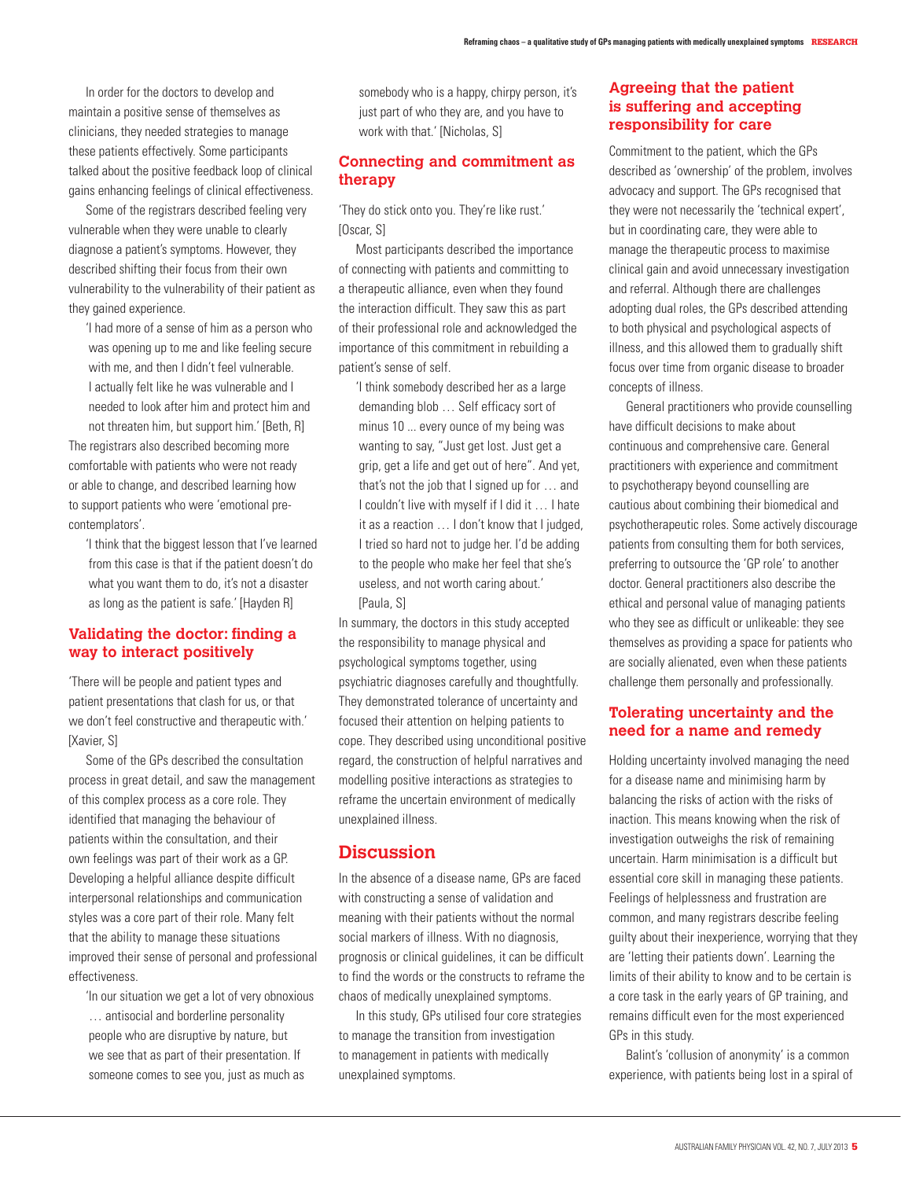In order for the doctors to develop and maintain a positive sense of themselves as clinicians, they needed strategies to manage these patients effectively. Some participants talked about the positive feedback loop of clinical gains enhancing feelings of clinical effectiveness.

Some of the registrars described feeling very vulnerable when they were unable to clearly diagnose a patient's symptoms. However, they described shifting their focus from their own vulnerability to the vulnerability of their patient as they gained experience.

> 'I had more of a sense of him as a person who was opening up to me and like feeling secure with me, and then I didn't feel vulnerable. I actually felt like he was vulnerable and I needed to look after him and protect him and not threaten him, but support him.' [Beth, R]

The registrars also described becoming more comfortable with patients who were not ready or able to change, and described learning how to support patients who were 'emotional pre-contemplators'.

> 'I think that the biggest lesson that I've learned from this case is that if the patient doesn't do what you want them to do, it's not a disaster as long as the patient is safe.' [Hayden R]

## Validating the doctor: finding a way to interact positively

'There will be people and patient types and patient presentations that clash for us, or that we don't feel constructive and therapeutic with.' [Xavier, S]

Some of the GPs described the consultation process in great detail, and saw the management of this complex process as a core role. They identified that managing the behaviour of patients within the consultation, and their own feelings was part of their work as a GP. Developing a helpful alliance despite difficult interpersonal relationships and communication styles was a core part of their role. Many felt that the ability to manage these situations improved their sense of personal and professional effectiveness.

> 'In our situation we get a lot of very obnoxious … antisocial and borderline personality people who are disruptive by nature, but we see that as part of their presentation. If someone comes to see you, just as much as somebody who is a happy, chirpy person, it's just part of who they are, and you have to work with that.' [Nicholas, S]

## Connecting and commitment as therapy

'They do stick onto you. They're like rust.' [Oscar, S]

Most participants described the importance of connecting with patients and committing to a therapeutic alliance, even when they found the interaction difficult. They saw this as part of their professional role and acknowledged the importance of this commitment in rebuilding a patient's sense of self.

> 'I think somebody described her as a large demanding blob … Self efficacy sort of minus 10 ... every ounce of my being was wanting to say, "Just get lost. Just get a grip, get a life and get out of here". And yet, that's not the job that I signed up for … and I couldn't live with myself if I did it … I hate it as a reaction … I don't know that I judged, I tried so hard not to judge her. I'd be adding to the people who make her feel that she's useless, and not worth caring about.' [Paula, S]

In summary, the doctors in this study accepted the responsibility to manage physical and psychological symptoms together, using psychiatric diagnoses carefully and thoughtfully. They demonstrated tolerance of uncertainty and focused their attention on helping patients to cope. They described using unconditional positive regard, the construction of helpful narratives and modelling positive interactions as strategies to reframe the uncertain environment of medically unexplained illness.

# Discussion

In the absence of a disease name, GPs are faced with constructing a sense of validation and meaning with their patients without the normal social markers of illness. With no diagnosis, prognosis or clinical guidelines, it can be difficult to find the words or the constructs to reframe the chaos of medically unexplained symptoms.

In this study, GPs utilised four core strategies to manage the transition from investigation to management in patients with medically unexplained symptoms.

## Agreeing that the patient is suffering and accepting responsibility for care

Commitment to the patient, which the GPs described as 'ownership' of the problem, involves advocacy and support. The GPs recognised that they were not necessarily the 'technical expert', but in coordinating care, they were able to manage the therapeutic process to maximise clinical gain and avoid unnecessary investigation and referral. Although there are challenges adopting dual roles, the GPs described attending to both physical and psychological aspects of illness, and this allowed them to gradually shift focus over time from organic disease to broader concepts of illness.

General practitioners who provide counselling have difficult decisions to make about continuous and comprehensive care. General practitioners with experience and commitment to psychotherapy beyond counselling are cautious about combining their biomedical and psychotherapeutic roles. Some actively discourage patients from consulting them for both services, preferring to outsource the 'GP role' to another doctor. General practitioners also describe the ethical and personal value of managing patients who they see as difficult or unlikeable: they see themselves as providing a space for patients who are socially alienated, even when these patients challenge them personally and professionally.

## Tolerating uncertainty and the need for a name and remedy

Holding uncertainty involved managing the need for a disease name and minimising harm by balancing the risks of action with the risks of inaction. This means knowing when the risk of investigation outweighs the risk of remaining uncertain. Harm minimisation is a difficult but essential core skill in managing these patients. Feelings of helplessness and frustration are common, and many registrars describe feeling guilty about their inexperience, worrying that they are 'letting their patients down'. Learning the limits of their ability to know and to be certain is a core task in the early years of GP training, and remains difficult even for the most experienced GPs in this study.

Balint's 'collusion of anonymity' is a common experience, with patients being lost in a spiral of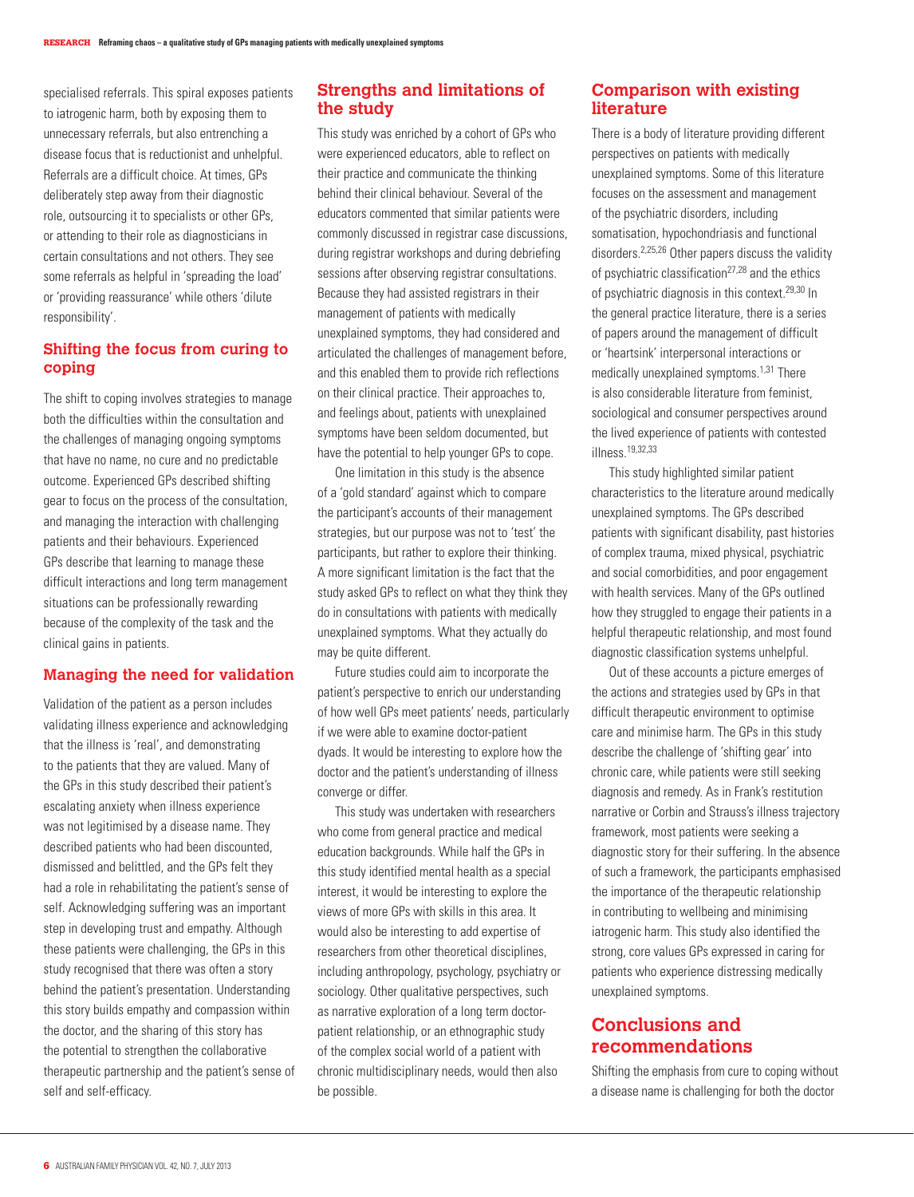specialised referrals. This spiral exposes patients to iatrogenic harm, both by exposing them to unnecessary referrals, but also entrenching a disease focus that is reductionist and unhelpful. Referrals are a difficult choice. At times, GPs deliberately step away from their diagnostic role, outsourcing it to specialists or other GPs, or attending to their role as diagnosticians in certain consultations and not others. They see some referrals as helpful in 'spreading the load' or 'providing reassurance' while others 'dilute responsibility'.

### Shifting the focus from curing to coping

The shift to coping involves strategies to manage both the difficulties within the consultation and the challenges of managing ongoing symptoms that have no name, no cure and no predictable outcome. Experienced GPs described shifting gear to focus on the process of the consultation, and managing the interaction with challenging patients and their behaviours. Experienced GPs describe that learning to manage these difficult interactions and long term management situations can be professionally rewarding because of the complexity of the task and the clinical gains in patients.

### Managing the need for validation

Validation of the patient as a person includes validating illness experience and acknowledging that the illness is 'real', and demonstrating to the patients that they are valued. Many of the GPs in this study described their patient's escalating anxiety when illness experience was not legitimised by a disease name. They described patients who had been discounted, dismissed and belittled, and the GPs felt they had a role in rehabilitating the patient's sense of self. Acknowledging suffering was an important step in developing trust and empathy. Although these patients were challenging, the GPs in this study recognised that there was often a story behind the patient's presentation. Understanding this story builds empathy and compassion within the doctor, and the sharing of this story has the potential to strengthen the collaborative therapeutic partnership and the patient's sense of self and self-efficacy.

## Strengths and limitations of the study

This study was enriched by a cohort of GPs who were experienced educators, able to reflect on their practice and communicate the thinking behind their clinical behaviour. Several of the educators commented that similar patients were commonly discussed in registrar case discussions, during registrar workshops and during debriefing sessions after observing registrar consultations. Because they had assisted registrars in their management of patients with medically unexplained symptoms, they had considered and articulated the challenges of management before, and this enabled them to provide rich reflections on their clinical practice. Their approaches to, and feelings about, patients with unexplained symptoms have been seldom documented, but have the potential to help younger GPs to cope.

One limitation in this study is the absence of a 'gold standard' against which to compare the participant's accounts of their management strategies, but our purpose was not to 'test' the participants, but rather to explore their thinking. A more significant limitation is the fact that the study asked GPs to reflect on what they think they do in consultations with patients with medically unexplained symptoms. What they actually do may be quite different.

Future studies could aim to incorporate the patient's perspective to enrich our understanding of how well GPs meet patients' needs, particularly if we were able to examine doctor-patient dyads. It would be interesting to explore how the doctor and the patient's understanding of illness converge or differ.

This study was undertaken with researchers who come from general practice and medical education backgrounds. While half the GPs in this study identified mental health as a special interest, it would be interesting to explore the views of more GPs with skills in this area. It would also be interesting to add expertise of researchers from other theoretical disciplines, including anthropology, psychology, psychiatry or sociology. Other qualitative perspectives, such as narrative exploration of a long term doctor-patient relationship, or an ethnographic study of the complex social world of a patient with chronic multidisciplinary needs, would then also be possible.

## Comparison with existing literature

There is a body of literature providing different perspectives on patients with medically unexplained symptoms. Some of this literature focuses on the assessment and management of the psychiatric disorders, including somatisation, hypochondriasis and functional disorders.[2,25,26] Other papers discuss the validity of psychiatric classification[27,28] and the ethics of psychiatric diagnosis in this context.[29,30] In the general practice literature, there is a series of papers around the management of difficult or 'heartsink' interpersonal interactions or medically unexplained symptoms.[1,31] There is also considerable literature from feminist, sociological and consumer perspectives around the lived experience of patients with contested illness.[19,32,33]

This study highlighted similar patient characteristics to the literature around medically unexplained symptoms. The GPs described patients with significant disability, past histories of complex trauma, mixed physical, psychiatric and social comorbidities, and poor engagement with health services. Many of the GPs outlined how they struggled to engage their patients in a helpful therapeutic relationship, and most found diagnostic classification systems unhelpful.

Out of these accounts a picture emerges of the actions and strategies used by GPs in that difficult therapeutic environment to optimise care and minimise harm. The GPs in this study describe the challenge of 'shifting gear' into chronic care, while patients were still seeking diagnosis and remedy. As in Frank's restitution narrative or Corbin and Strauss's illness trajectory framework, most patients were seeking a diagnostic story for their suffering. In the absence of such a framework, the participants emphasised the importance of the therapeutic relationship in contributing to wellbeing and minimising iatrogenic harm. This study also identified the strong, core values GPs expressed in caring for patients who experience distressing medically unexplained symptoms.

## Conclusions and recommendations

Shifting the emphasis from cure to coping without a disease name is challenging for both the doctor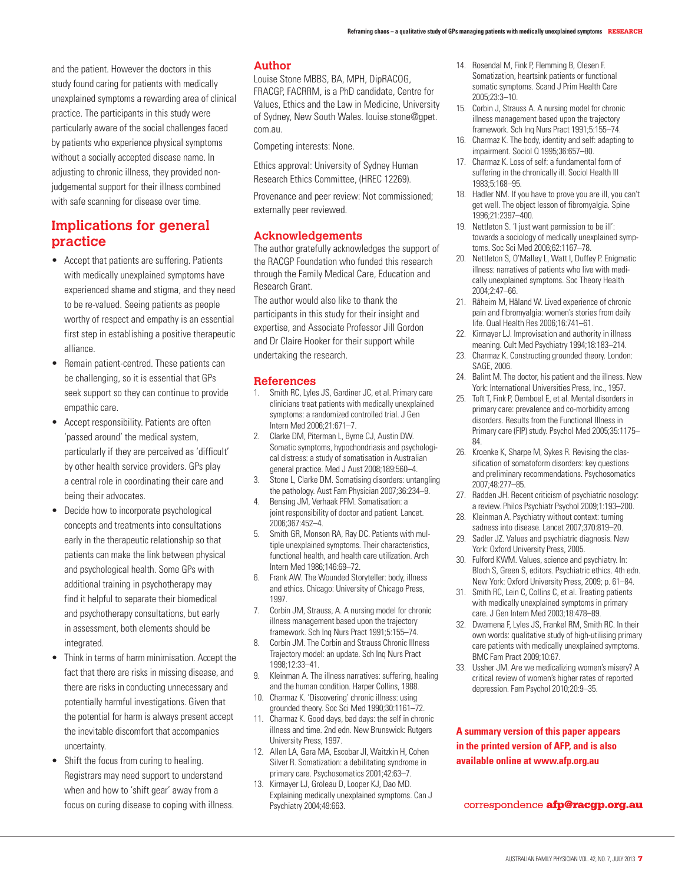and the patient. However the doctors in this study found caring for patients with medically unexplained symptoms a rewarding area of clinical practice. The participants in this study were particularly aware of the social challenges faced by patients who experience physical symptoms without a socially accepted disease name. In adjusting to chronic illness, they provided non-judgemental support for their illness combined with safe scanning for disease over time.

## Implications for general practice

- Accept that patients are suffering. Patients with medically unexplained symptoms have experienced shame and stigma, and they need to be re-valued. Seeing patients as people worthy of respect and empathy is an essential first step in establishing a positive therapeutic alliance.
- Remain patient-centred. These patients can be challenging, so it is essential that GPs seek support so they can continue to provide empathic care.
- Accept responsibility. Patients are often 'passed around' the medical system, particularly if they are perceived as 'difficult' by other health service providers. GPs play a central role in coordinating their care and being their advocates.
- Decide how to incorporate psychological concepts and treatments into consultations early in the therapeutic relationship so that patients can make the link between physical and psychological health. Some GPs with additional training in psychotherapy may find it helpful to separate their biomedical and psychotherapy consultations, but early in assessment, both elements should be integrated.
- Think in terms of harm minimisation. Accept the fact that there are risks in missing disease, and there are risks in conducting unnecessary and potentially harmful investigations. Given that the potential for harm is always present accept the inevitable discomfort that accompanies uncertainty.
- Shift the focus from curing to healing. Registrars may need support to understand when and how to 'shift gear' away from a focus on curing disease to coping with illness.

## Author

Louise Stone MBBS, BA, MPH, DipRACOG, FRACGP, FACRRM, is a PhD candidate, Centre for Values, Ethics and the Law in Medicine, University of Sydney, New South Wales. louise.stone@gpet.com.au.

Competing interests: None.

Ethics approval: University of Sydney Human Research Ethics Committee, (HREC 12269).

Provenance and peer review: Not commissioned; externally peer reviewed.

## Acknowledgements

The author gratefully acknowledges the support of the RACGP Foundation who funded this research through the Family Medical Care, Education and Research Grant.

The author would also like to thank the participants in this study for their insight and expertise, and Associate Professor Jill Gordon and Dr Claire Hooker for their support while undertaking the research.

## References

1. Smith RC, Lyles JS, Gardiner JC, et al. Primary care clinicians treat patients with medically unexplained symptoms: a randomized controlled trial. J Gen Intern Med 2006;21:671–7.
2. Clarke DM, Piterman L, Byrne CJ, Austin DW. Somatic symptoms, hypochondriasis and psychological distress: a study of somatisation in Australian general practice. Med J Aust 2008;189:560–4.
3. Stone L, Clarke DM. Somatising disorders: untangling the pathology. Aust Fam Physician 2007;36:234–9.
4. Bensing JM, Verhaak PFM. Somatisation: a joint responsibility of doctor and patient. Lancet. 2006;367:452–4.
5. Smith GR, Monson RA, Ray DC. Patients with multiple unexplained symptoms. Their characteristics, functional health, and health care utilization. Arch Intern Med 1986;146:69–72.
6. Frank AW. The Wounded Storyteller: body, illness and ethics. Chicago: University of Chicago Press, 1997.
7. Corbin JM, Strauss, A. A nursing model for chronic illness management based upon the trajectory framework. Sch Inq Nurs Pract 1991;5:155–74.
8. Corbin JM. The Corbin and Strauss Chronic Illness Trajectory model: an update. Sch Inq Nurs Pract 1998;12:33–41.
9. Kleinman A. The illness narratives: suffering, healing and the human condition. Harper Collins, 1988.
10. Charmaz K. 'Discovering' chronic illness: using grounded theory. Soc Sci Med 1990;30:1161–72.
11. Charmaz K. Good days, bad days: the self in chronic illness and time. 2nd edn. New Brunswick: Rutgers University Press, 1997.
12. Allen LA, Gara MA, Escobar JI, Waitzkin H, Cohen Silver R. Somatization: a debilitating syndrome in primary care. Psychosomatics 2001;42:63–7.
13. Kirmayer LJ, Groleau D, Looper KJ, Dao MD. Explaining medically unexplained symptoms. Can J Psychiatry 2004;49:663.
14. Rosendal M, Fink P, Flemming B, Olesen F. Somatization, heartsink patients or functional somatic symptoms. Scand J Prim Health Care 2005;23:3–10.
15. Corbin J, Strauss A. A nursing model for chronic illness management based upon the trajectory framework. Sch Inq Nurs Pract 1991;5:155–74.
16. Charmaz K. The body, identity and self: adapting to impairment. Sociol Q 1995;36:657–80.
17. Charmaz K. Loss of self: a fundamental form of suffering in the chronically ill. Sociol Health Ill 1983;5:168–95.
18. Hadler NM. If you have to prove you are ill, you can't get well. The object lesson of fibromyalgia. Spine 1996;21:2397–400.
19. Nettleton S. 'I just want permission to be ill': towards a sociology of medically unexplained symptoms. Soc Sci Med 2006;62:1167–78.
20. Nettleton S, O'Malley L, Watt I, Duffey P. Enigmatic illness: narratives of patients who live with medically unexplained symptoms. Soc Theory Health 2004;2:47–66.
21. Råheim M, Håland W. Lived experience of chronic pain and fibromyalgia: women's stories from daily life. Qual Health Res 2006;16:741–61.
22. Kirmayer LJ. Improvisation and authority in illness meaning. Cult Med Psychiatry 1994;18:183–214.
23. Charmaz K. Constructing grounded theory. London: SAGE, 2006.
24. Balint M. The doctor, his patient and the illness. New York: International Universities Press, Inc., 1957.
25. Toft T, Fink P, Oernboel E, et al. Mental disorders in primary care: prevalence and co-morbidity among disorders. Results from the Functional Illness in Primary care (FIP) study. Psychol Med 2005;35:1175–84.
26. Kroenke K, Sharpe M, Sykes R. Revising the classification of somatoform disorders: key questions and preliminary recommendations. Psychosomatics 2007;48:277–85.
27. Radden JH. Recent criticism of psychiatric nosology: a review. Philos Psychiatr Psychol 2009;1:193–200.
28. Kleinman A. Psychiatry without context: turning sadness into disease. Lancet 2007;370:819–20.
29. Sadler JZ. Values and psychiatric diagnosis. New York: Oxford University Press, 2005.
30. Fulford KWM. Values, science and psychiatry. In: Bloch S, Green S, editors. Psychiatric ethics. 4th edn. New York: Oxford University Press, 2009; p. 61–84.
31. Smith RC, Lein C, Collins C, et al. Treating patients with medically unexplained symptoms in primary care. J Gen Intern Med 2003;18:478–89.
32. Dwamena F, Lyles JS, Frankel RM, Smith RC. In their own words: qualitative study of high-utilising primary care patients with medically unexplained symptoms. BMC Fam Pract 2009;10:67.
33. Ussher JM. Are we medicalizing women's misery? A critical review of women's higher rates of reported depression. Fem Psychol 2010;20:9–35.

**A summary version of this paper appears in the printed version of AFP, and is also available online at www.afp.org.au**

correspondence **afp@racgp.org.au**